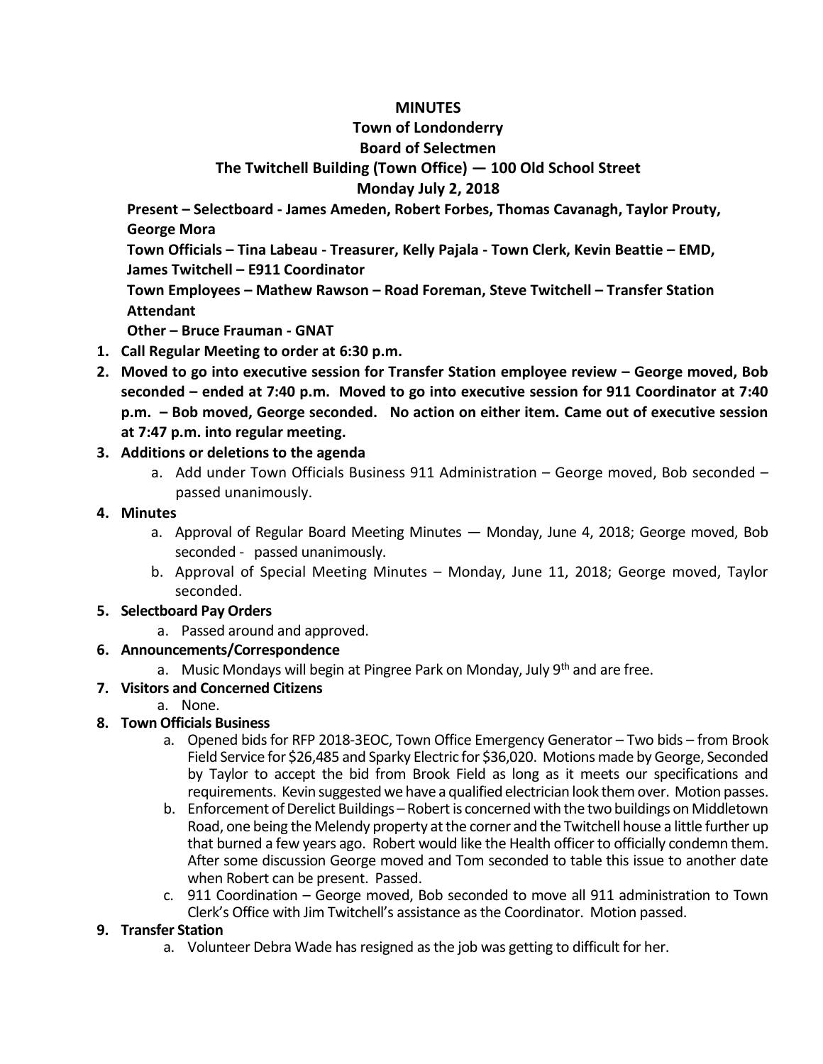# MINUTES

## Town of Londonderry

## Board of Selectmen

## The Twitchell Building (Town Office) — 100 Old School Street

## Monday July 2, 2018

**Present – Selectboard - James Ameden, Robert Forbes, Thomas Cavanagh, Taylor Prouty, George Mora**

**Town Officials – Tina Labeau - Treasurer, Kelly Pajala - Town Clerk, Kevin Beattie – EMD, James Twitchell – E911 Coordinator**

**Town Employees – Mathew Rawson – Road Foreman, Steve Twitchell – Transfer Station Attendant**

**Other – Bruce Frauman - GNAT**

1. **Call Regular Meeting to order at 6:30 p.m.**
2. **Moved to go into executive session for Transfer Station employee review – George moved, Bob seconded – ended at 7:40 p.m. Moved to go into executive session for 911 Coordinator at 7:40 p.m. – Bob moved, George seconded. No action on either item. Came out of executive session at 7:47 p.m. into regular meeting.**
3. **Additions or deletions to the agenda**
   a. Add under Town Officials Business 911 Administration – George moved, Bob seconded – passed unanimously.
4. **Minutes**
   a. Approval of Regular Board Meeting Minutes — Monday, June 4, 2018; George moved, Bob seconded - passed unanimously.
   b. Approval of Special Meeting Minutes – Monday, June 11, 2018; George moved, Taylor seconded.
5. **Selectboard Pay Orders**
   a. Passed around and approved.
6. **Announcements/Correspondence**
   a. Music Mondays will begin at Pingree Park on Monday, July 9th and are free.
7. **Visitors and Concerned Citizens**
   a. None.
8. **Town Officials Business**
   a. Opened bids for RFP 2018-3EOC, Town Office Emergency Generator – Two bids – from Brook Field Service for $26,485 and Sparky Electric for $36,020. Motions made by George, Seconded by Taylor to accept the bid from Brook Field as long as it meets our specifications and requirements. Kevin suggested we have a qualified electrician look them over. Motion passes.
   b. Enforcement of Derelict Buildings – Robert is concerned with the two buildings on Middletown Road, one being the Melendy property at the corner and the Twitchell house a little further up that burned a few years ago. Robert would like the Health officer to officially condemn them. After some discussion George moved and Tom seconded to table this issue to another date when Robert can be present. Passed.
   c. 911 Coordination – George moved, Bob seconded to move all 911 administration to Town Clerk's Office with Jim Twitchell's assistance as the Coordinator. Motion passed.
9. **Transfer Station**
   a. Volunteer Debra Wade has resigned as the job was getting to difficult for her.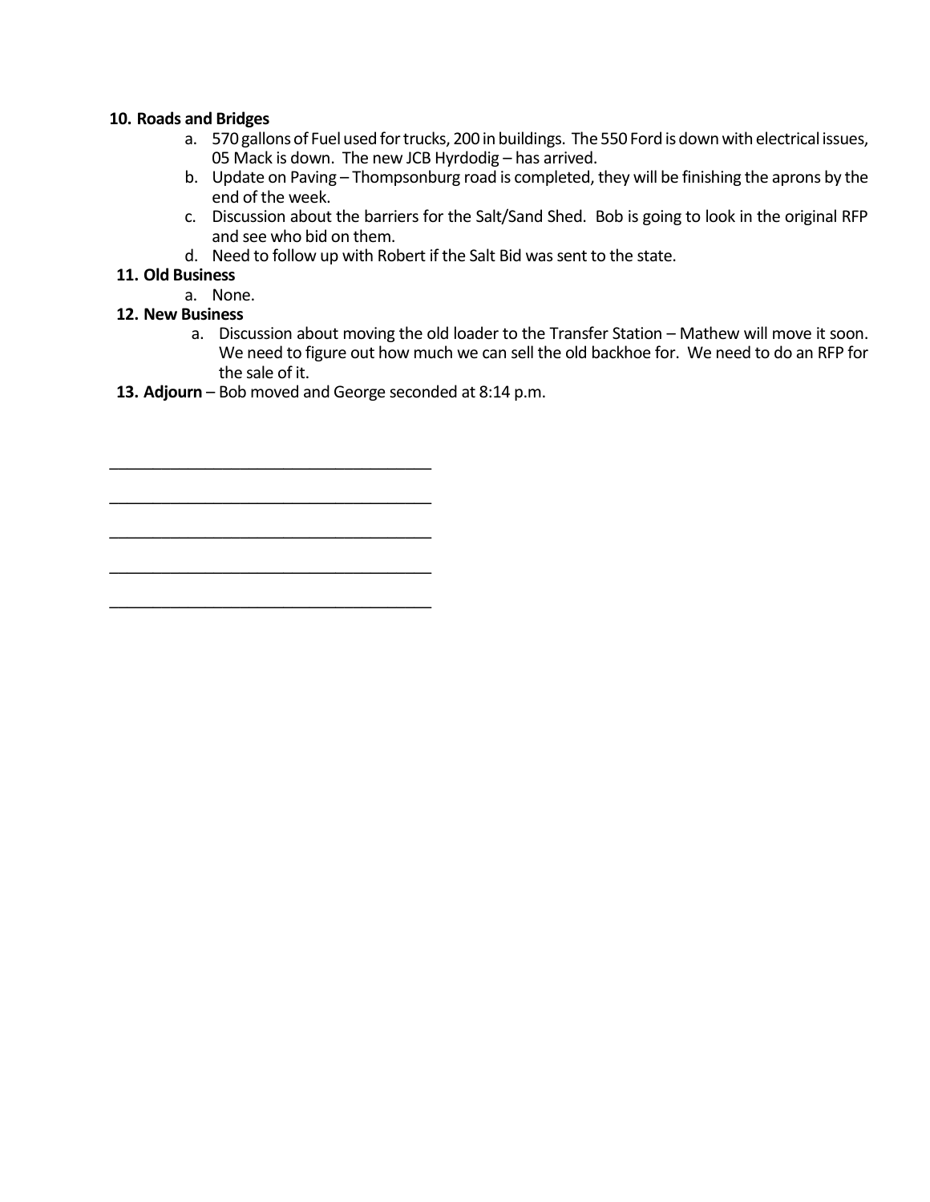**10. Roads and Bridges**

a. 570 gallons of Fuel used for trucks, 200 in buildings. The 550 Ford is down with electrical issues, 05 Mack is down. The new JCB Hyrdodig – has arrived.

b. Update on Paving – Thompsonburg road is completed, they will be finishing the aprons by the end of the week.

c. Discussion about the barriers for the Salt/Sand Shed. Bob is going to look in the original RFP and see who bid on them.

d. Need to follow up with Robert if the Salt Bid was sent to the state.

**11. Old Business**

a. None.

**12. New Business**

a. Discussion about moving the old loader to the Transfer Station – Mathew will move it soon. We need to figure out how much we can sell the old backhoe for. We need to do an RFP for the sale of it.

**13. Adjourn** – Bob moved and George seconded at 8:14 p.m.

\_\_\_\_\_\_\_\_\_\_\_\_\_\_\_\_\_\_\_\_\_\_\_\_\_\_\_\_\_\_\_\_\_\_\_\_

\_\_\_\_\_\_\_\_\_\_\_\_\_\_\_\_\_\_\_\_\_\_\_\_\_\_\_\_\_\_\_\_\_\_\_\_

\_\_\_\_\_\_\_\_\_\_\_\_\_\_\_\_\_\_\_\_\_\_\_\_\_\_\_\_\_\_\_\_\_\_\_\_

\_\_\_\_\_\_\_\_\_\_\_\_\_\_\_\_\_\_\_\_\_\_\_\_\_\_\_\_\_\_\_\_\_\_\_\_

\_\_\_\_\_\_\_\_\_\_\_\_\_\_\_\_\_\_\_\_\_\_\_\_\_\_\_\_\_\_\_\_\_\_\_\_